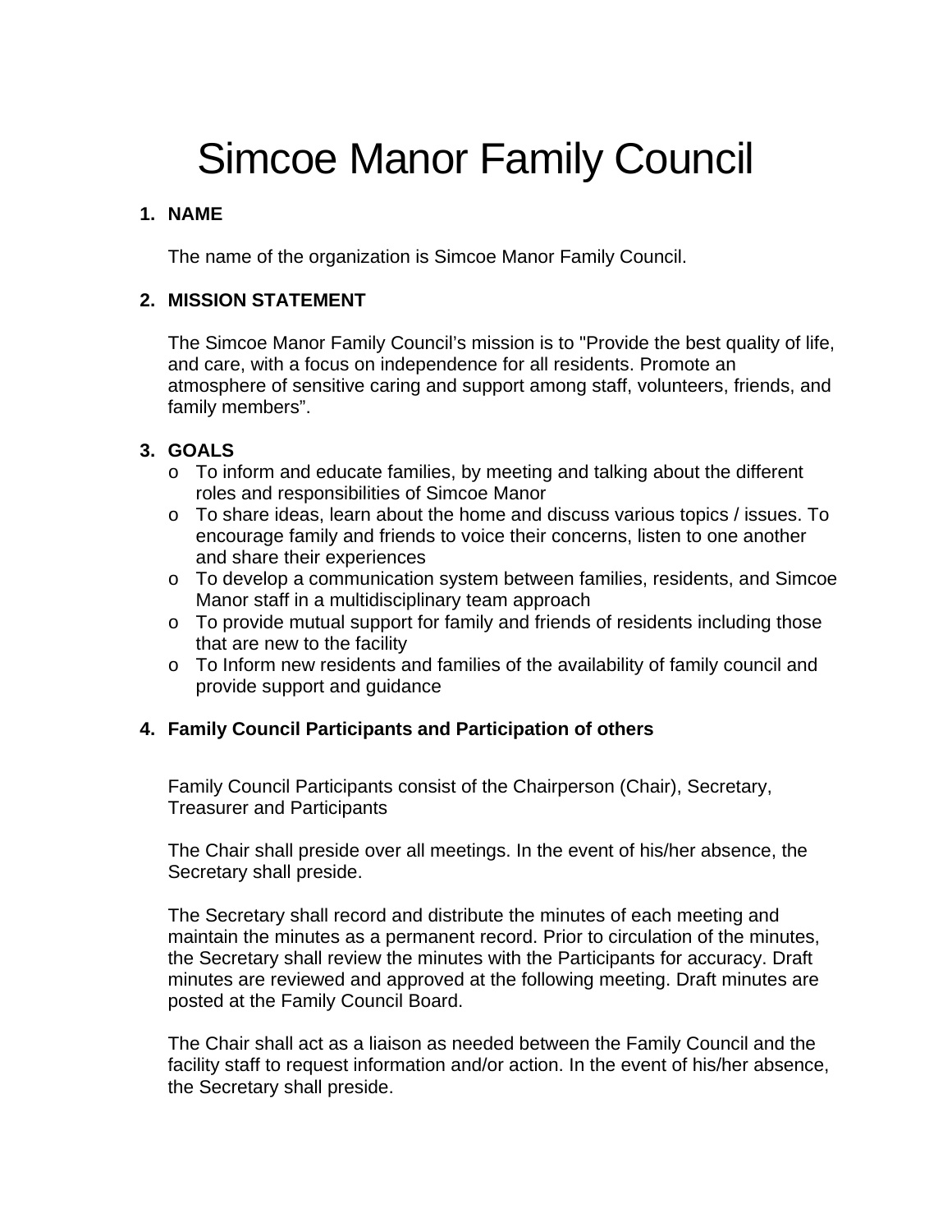# Simcoe Manor Family Council

## 1. NAME

The name of the organization is Simcoe Manor Family Council.

## 2. MISSION STATEMENT

The Simcoe Manor Family Council's mission is to "Provide the best quality of life, and care, with a focus on independence for all residents. Promote an atmosphere of sensitive caring and support among staff, volunteers, friends, and family members".

## 3. GOALS

- To inform and educate families, by meeting and talking about the different roles and responsibilities of Simcoe Manor
- To share ideas, learn about the home and discuss various topics / issues. To encourage family and friends to voice their concerns, listen to one another and share their experiences
- To develop a communication system between families, residents, and Simcoe Manor staff in a multidisciplinary team approach
- To provide mutual support for family and friends of residents including those that are new to the facility
- To Inform new residents and families of the availability of family council and provide support and guidance

## 4. Family Council Participants and Participation of others

Family Council Participants consist of the Chairperson (Chair), Secretary, Treasurer and Participants

The Chair shall preside over all meetings. In the event of his/her absence, the Secretary shall preside.

The Secretary shall record and distribute the minutes of each meeting and maintain the minutes as a permanent record. Prior to circulation of the minutes, the Secretary shall review the minutes with the Participants for accuracy. Draft minutes are reviewed and approved at the following meeting. Draft minutes are posted at the Family Council Board.

The Chair shall act as a liaison as needed between the Family Council and the facility staff to request information and/or action. In the event of his/her absence, the Secretary shall preside.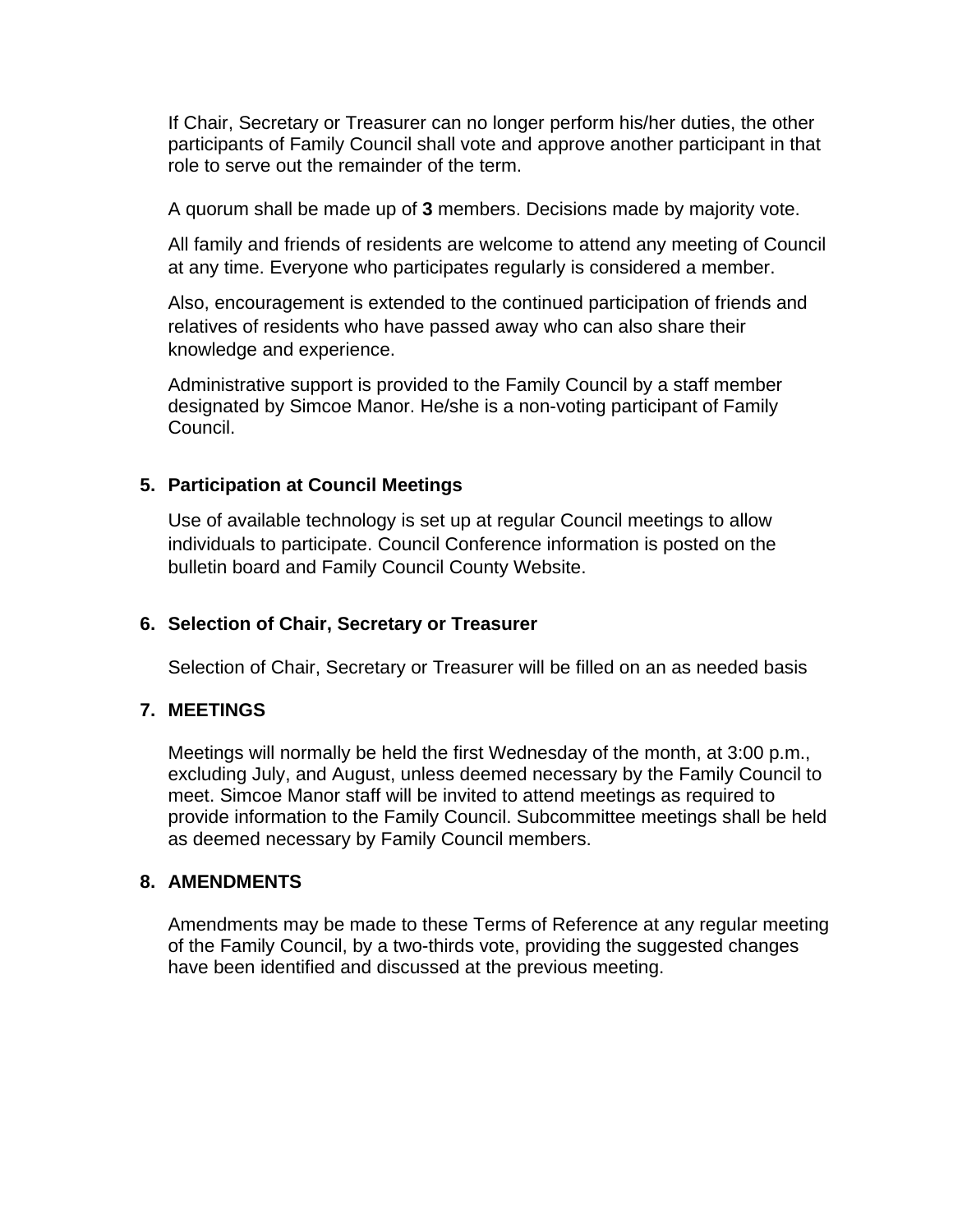If Chair, Secretary or Treasurer can no longer perform his/her duties, the other participants of Family Council shall vote and approve another participant in that role to serve out the remainder of the term.

A quorum shall be made up of **3** members. Decisions made by majority vote.

All family and friends of residents are welcome to attend any meeting of Council at any time. Everyone who participates regularly is considered a member.

Also, encouragement is extended to the continued participation of friends and relatives of residents who have passed away who can also share their knowledge and experience.

Administrative support is provided to the Family Council by a staff member designated by Simcoe Manor. He/she is a non-voting participant of Family Council.

**5. Participation at Council Meetings**

Use of available technology is set up at regular Council meetings to allow individuals to participate. Council Conference information is posted on the bulletin board and Family Council County Website.

**6. Selection of Chair, Secretary or Treasurer**

Selection of Chair, Secretary or Treasurer will be filled on an as needed basis

**7. MEETINGS**

Meetings will normally be held the first Wednesday of the month, at 3:00 p.m., excluding July, and August, unless deemed necessary by the Family Council to meet. Simcoe Manor staff will be invited to attend meetings as required to provide information to the Family Council. Subcommittee meetings shall be held as deemed necessary by Family Council members.

**8. AMENDMENTS**

Amendments may be made to these Terms of Reference at any regular meeting of the Family Council, by a two-thirds vote, providing the suggested changes have been identified and discussed at the previous meeting.